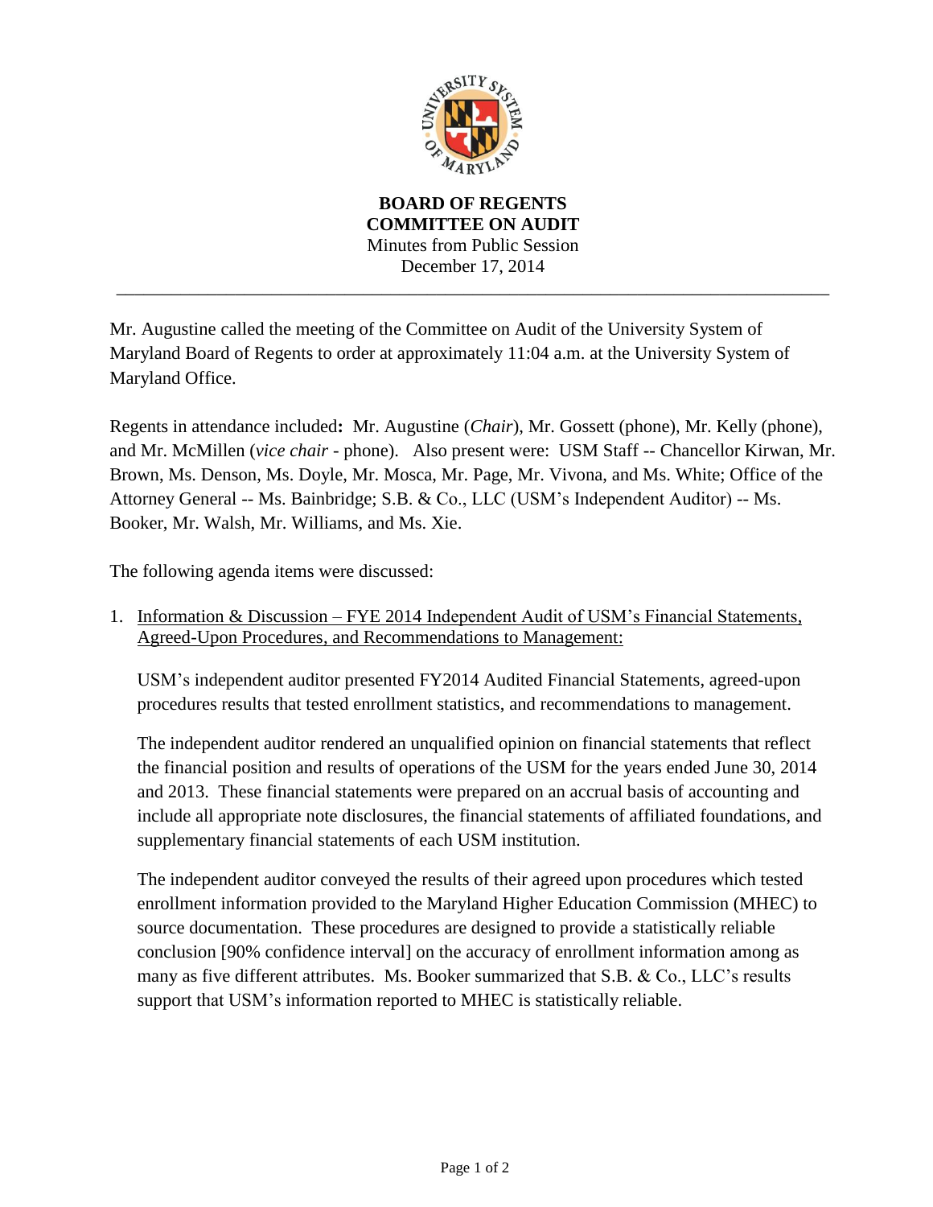**BOARD OF REGENTS**
**COMMITTEE ON AUDIT**
Minutes from Public Session
December 17, 2014

---

Mr. Augustine called the meeting of the Committee on Audit of the University System of Maryland Board of Regents to order at approximately 11:04 a.m. at the University System of Maryland Office.

Regents in attendance included**:** Mr. Augustine (*Chair*), Mr. Gossett (phone), Mr. Kelly (phone), and Mr. McMillen (*vice chair* - phone). Also present were: USM Staff -- Chancellor Kirwan, Mr. Brown, Ms. Denson, Ms. Doyle, Mr. Mosca, Mr. Page, Mr. Vivona, and Ms. White; Office of the Attorney General -- Ms. Bainbridge; S.B. & Co., LLC (USM's Independent Auditor) -- Ms. Booker, Mr. Walsh, Mr. Williams, and Ms. Xie.

The following agenda items were discussed:

1. Information & Discussion – FYE 2014 Independent Audit of USM's Financial Statements, Agreed-Upon Procedures, and Recommendations to Management:

   USM's independent auditor presented FY2014 Audited Financial Statements, agreed-upon procedures results that tested enrollment statistics, and recommendations to management.

   The independent auditor rendered an unqualified opinion on financial statements that reflect the financial position and results of operations of the USM for the years ended June 30, 2014 and 2013. These financial statements were prepared on an accrual basis of accounting and include all appropriate note disclosures, the financial statements of affiliated foundations, and supplementary financial statements of each USM institution.

   The independent auditor conveyed the results of their agreed upon procedures which tested enrollment information provided to the Maryland Higher Education Commission (MHEC) to source documentation. These procedures are designed to provide a statistically reliable conclusion [90% confidence interval] on the accuracy of enrollment information among as many as five different attributes. Ms. Booker summarized that S.B. & Co., LLC's results support that USM's information reported to MHEC is statistically reliable.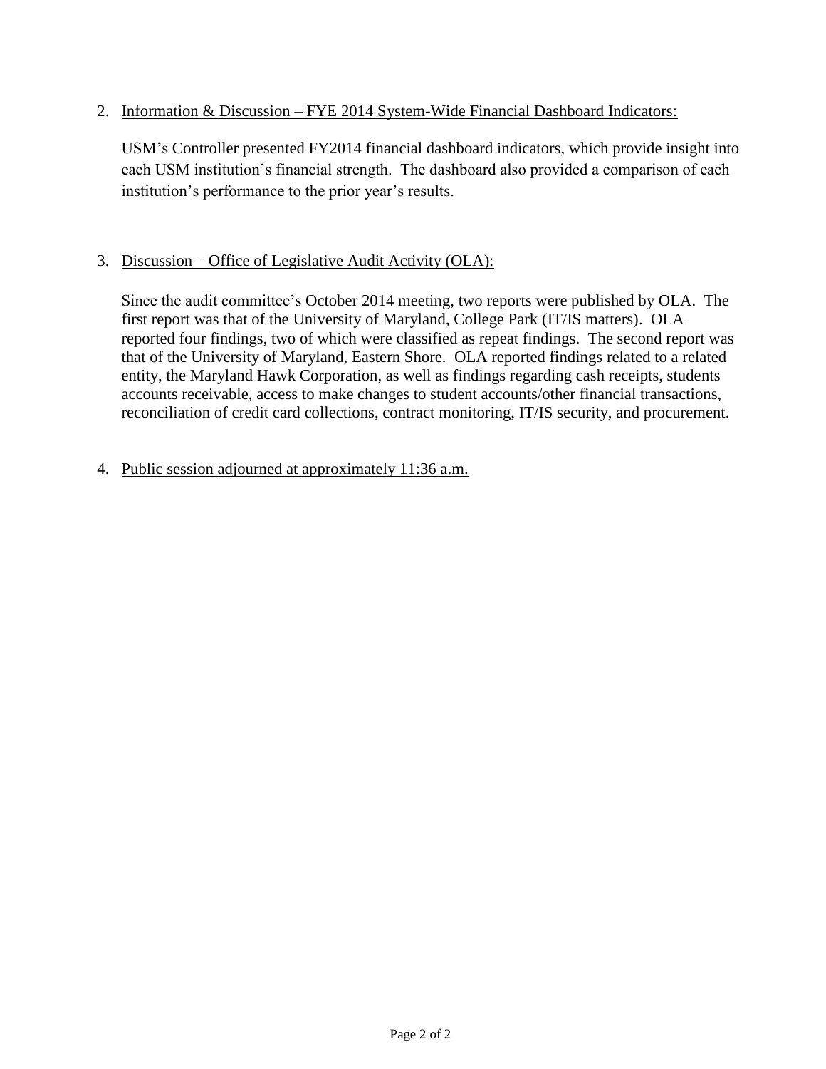2. <u>Information & Discussion – FYE 2014 System-Wide Financial Dashboard Indicators:</u>

   USM's Controller presented FY2014 financial dashboard indicators, which provide insight into each USM institution's financial strength. The dashboard also provided a comparison of each institution's performance to the prior year's results.

3. <u>Discussion – Office of Legislative Audit Activity (OLA):</u>

   Since the audit committee's October 2014 meeting, two reports were published by OLA. The first report was that of the University of Maryland, College Park (IT/IS matters). OLA reported four findings, two of which were classified as repeat findings. The second report was that of the University of Maryland, Eastern Shore. OLA reported findings related to a related entity, the Maryland Hawk Corporation, as well as findings regarding cash receipts, students accounts receivable, access to make changes to student accounts/other financial transactions, reconciliation of credit card collections, contract monitoring, IT/IS security, and procurement.

4. <u>Public session adjourned at approximately 11:36 a.m.</u>